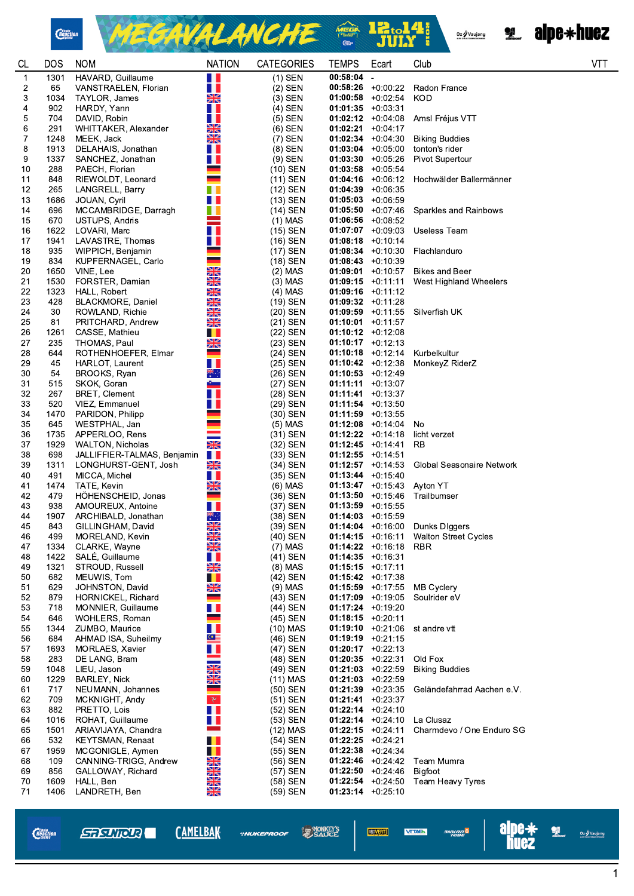# MEGAVALANCHE 12 to 14 JULY

| CL | DOS | NOM | NATION | CATEGORIES | TEMPS | Ecart | Club | VTT |
|---|---|---|---|---|---|---|---|---|
| 1 | 1301 | HAVARD, Guillaume | | (1) SEN | 00:58:04 | - | | |
| 2 | 65 | VANSTRAELEN, Florian | | (2) SEN | 00:58:26 | +0:00:22 | Radon France | |
| 3 | 1034 | TAYLOR, James | | (3) SEN | 01:00:58 | +0:02:54 | KOD | |
| 4 | 902 | HARDY, Yann | | (4) SEN | 01:01:35 | +0:03:31 | | |
| 5 | 704 | DAVID, Robin | | (5) SEN | 01:02:12 | +0:04:08 | Amsl Fréjus VTT | |
| 6 | 291 | WHITTAKER, Alexander | | (6) SEN | 01:02:21 | +0:04:17 | | |
| 7 | 1248 | MEEK, Jack | | (7) SEN | 01:02:34 | +0:04:30 | Biking Buddies | |
| 8 | 1913 | DELAHAIS, Jonathan | | (8) SEN | 01:03:04 | +0:05:00 | tonton's rider | |
| 9 | 1337 | SANCHEZ, Jonathan | | (9) SEN | 01:03:30 | +0:05:26 | Pivot Supertour | |
| 10 | 288 | PAECH, Florian | | (10) SEN | 01:03:58 | +0:05:54 | | |
| 11 | 848 | RIEWOLDT, Leonard | | (11) SEN | 01:04:16 | +0:06:12 | Hochwälder Ballermänner | |
| 12 | 265 | LANGRELL, Barry | | (12) SEN | 01:04:39 | +0:06:35 | | |
| 13 | 1686 | JOUAN, Cyril | | (13) SEN | 01:05:03 | +0:06:59 | | |
| 14 | 696 | MCCAMBRIDGE, Darragh | | (14) SEN | 01:05:50 | +0:07:46 | Sparkles and Rainbows | |
| 15 | 670 | USTUPS, Andris | | (1) MAS | 01:06:56 | +0:08:52 | | |
| 16 | 1622 | LOVARI, Marc | | (15) SEN | 01:07:07 | +0:09:03 | Useless Team | |
| 17 | 1941 | LAVASTRE, Thomas | | (16) SEN | 01:08:18 | +0:10:14 | | |
| 18 | 935 | WIPPICH, Benjamin | | (17) SEN | 01:08:34 | +0:10:30 | Flachlanduro | |
| 19 | 834 | KUPFERNAGEL, Carlo | | (18) SEN | 01:08:43 | +0:10:39 | | |
| 20 | 1650 | VINE, Lee | | (2) MAS | 01:09:01 | +0:10:57 | Bikes and Beer | |
| 21 | 1530 | FORSTER, Damian | | (3) MAS | 01:09:15 | +0:11:11 | West Highland Wheelers | |
| 22 | 1323 | HALL, Robert | | (4) MAS | 01:09:16 | +0:11:12 | | |
| 23 | 428 | BLACKMORE, Daniel | | (19) SEN | 01:09:32 | +0:11:28 | | |
| 24 | 30 | ROWLAND, Richie | | (20) SEN | 01:09:59 | +0:11:55 | Silverfish UK | |
| 25 | 81 | PRITCHARD, Andrew | | (21) SEN | 01:10:01 | +0:11:57 | | |
| 26 | 1261 | CASSE, Mathieu | | (22) SEN | 01:10:12 | +0:12:08 | | |
| 27 | 235 | THOMAS, Paul | | (23) SEN | 01:10:17 | +0:12:13 | | |
| 28 | 644 | ROTHENHOEFER, Elmar | | (24) SEN | 01:10:18 | +0:12:14 | Kurbelkultur | |
| 29 | 45 | HARLOT, Laurent | | (25) SEN | 01:10:42 | +0:12:38 | MonkeyZ RiderZ | |
| 30 | 54 | BROOKS, Ryan | | (26) SEN | 01:10:53 | +0:12:49 | | |
| 31 | 515 | SKOK, Goran | | (27) SEN | 01:11:11 | +0:13:07 | | |
| 32 | 267 | BRET, Clement | | (28) SEN | 01:11:41 | +0:13:37 | | |
| 33 | 520 | VIEZ, Emmanuel | | (29) SEN | 01:11:54 | +0:13:50 | | |
| 34 | 1470 | PARIDON, Philipp | | (30) SEN | 01:11:59 | +0:13:55 | | |
| 35 | 645 | WESTPHAL, Jan | | (5) MAS | 01:12:08 | +0:14:04 | No | |
| 36 | 1735 | APPERLOO, Rens | | (31) SEN | 01:12:22 | +0:14:18 | licht verzet | |
| 37 | 1929 | WALTON, Nicholas | | (32) SEN | 01:12:45 | +0:14:41 | RB | |
| 38 | 698 | JALLIFFIER-TALMAS, Benjamin | | (33) SEN | 01:12:55 | +0:14:51 | | |
| 39 | 1311 | LONGHURST-GENT, Josh | | (34) SEN | 01:12:57 | +0:14:53 | Global Seasonaire Network | |
| 40 | 491 | MICCA, Michel | | (35) SEN | 01:13:44 | +0:15:40 | | |
| 41 | 1474 | TATE, Kevin | | (6) MAS | 01:13:47 | +0:15:43 | Ayton YT | |
| 42 | 479 | HÖHENSCHEID, Jonas | | (36) SEN | 01:13:50 | +0:15:46 | Trailbumser | |
| 43 | 938 | AMOUREUX, Antoine | | (37) SEN | 01:13:59 | +0:15:55 | | |
| 44 | 1907 | ARCHIBALD, Jonathan | | (38) SEN | 01:14:03 | +0:15:59 | | |
| 45 | 843 | GILLINGHAM, David | | (39) SEN | 01:14:04 | +0:16:00 | Dunks DIggers | |
| 46 | 499 | MORELAND, Kevin | | (40) SEN | 01:14:15 | +0:16:11 | Walton Street Cycles | |
| 47 | 1334 | CLARKE, Wayne | | (7) MAS | 01:14:22 | +0:16:18 | RBR | |
| 48 | 1422 | SALÉ, Guillaume | | (41) SEN | 01:14:35 | +0:16:31 | | |
| 49 | 1321 | STROUD, Russell | | (8) MAS | 01:15:15 | +0:17:11 | | |
| 50 | 682 | MEUWIS, Tom | | (42) SEN | 01:15:42 | +0:17:38 | | |
| 51 | 629 | JOHNSTON, David | | (9) MAS | 01:15:59 | +0:17:55 | MB Cyclery | |
| 52 | 879 | HORNICKEL, Richard | | (43) SEN | 01:17:09 | +0:19:05 | Soulrider eV | |
| 53 | 718 | MONNIER, Guillaume | | (44) SEN | 01:17:24 | +0:19:20 | | |
| 54 | 646 | WOHLERS, Roman | | (45) SEN | 01:18:15 | +0:20:11 | | |
| 55 | 1344 | ZUMBO, Maurice | | (10) MAS | 01:19:10 | +0:21:06 | st andre vtt | |
| 56 | 684 | AHMAD ISA, Suheilmy | | (46) SEN | 01:19:19 | +0:21:15 | | |
| 57 | 1693 | MORLAES, Xavier | | (47) SEN | 01:20:17 | +0:22:13 | | |
| 58 | 283 | DE LANG, Bram | | (48) SEN | 01:20:35 | +0:22:31 | Old Fox | |
| 59 | 1048 | LIEU, Jason | | (49) SEN | 01:21:03 | +0:22:59 | Biking Buddies | |
| 60 | 1229 | BARLEY, Nick | | (11) MAS | 01:21:03 | +0:22:59 | | |
| 61 | 717 | NEUMANN, Johannes | | (50) SEN | 01:21:39 | +0:23:35 | Geländefahrrad Aachen e.V. | |
| 62 | 709 | MCKNIGHT, Andy | | (51) SEN | 01:21:41 | +0:23:37 | | |
| 63 | 882 | PRETTO, Lois | | (52) SEN | 01:22:14 | +0:24:10 | | |
| 64 | 1016 | ROHAT, Guillaume | | (53) SEN | 01:22:14 | +0:24:10 | La Clusaz | |
| 65 | 1501 | ARIAVIJAYA, Chandra | | (12) MAS | 01:22:15 | +0:24:11 | Charmdevo / One Enduro SG | |
| 66 | 532 | KEYTSMAN, Renaat | | (54) SEN | 01:22:25 | +0:24:21 | | |
| 67 | 1959 | MCGONIGLE, Aymen | | (55) SEN | 01:22:38 | +0:24:34 | | |
| 68 | 109 | CANNING-TRIGG, Andrew | | (56) SEN | 01:22:46 | +0:24:42 | Team Mumra | |
| 69 | 856 | GALLOWAY, Richard | | (57) SEN | 01:22:50 | +0:24:46 | Bigfoot | |
| 70 | 1609 | HALL, Ben | | (58) SEN | 01:22:54 | +0:24:50 | Team Heavy Tyres | |
| 71 | 1406 | LANDRETH, Ben | | (59) SEN | 01:23:14 | +0:25:10 | | |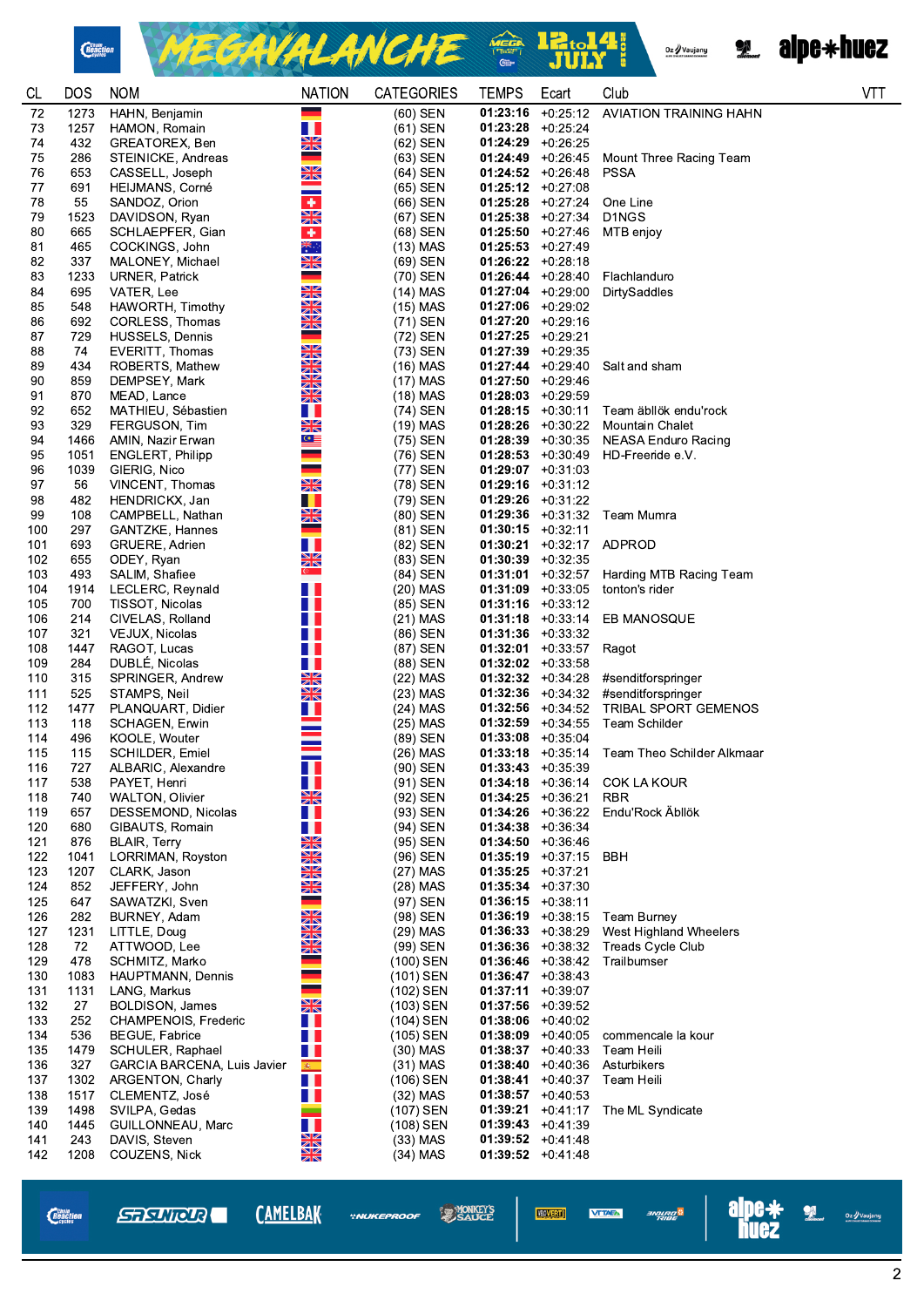| CL | DOS | NOM | NATION | CATEGORIES | TEMPS | Ecart | Club | VTT |
|---|---|---|---|---|---|---|---|---|
| 72 | 1273 | HAHN, Benjamin | | (60) SEN | **01:23:16** | +0:25:12 | AVIATION TRAINING HAHN | |
| 73 | 1257 | HAMON, Romain | | (61) SEN | **01:23:28** | +0:25:24 | | |
| 74 | 432 | GREATOREX, Ben | | (62) SEN | **01:24:29** | +0:26:25 | | |
| 75 | 286 | STEINICKE, Andreas | | (63) SEN | **01:24:49** | +0:26:45 | Mount Three Racing Team | |
| 76 | 653 | CASSELL, Joseph | | (64) SEN | **01:24:52** | +0:26:48 | PSSA | |
| 77 | 691 | HEIJMANS, Corné | | (65) SEN | **01:25:12** | +0:27:08 | | |
| 78 | 55 | SANDOZ, Orion | | (66) SEN | **01:25:28** | +0:27:24 | One Line | |
| 79 | 1523 | DAVIDSON, Ryan | | (67) SEN | **01:25:38** | +0:27:34 | D1NGS | |
| 80 | 665 | SCHLAEPFER, Gian | | (68) SEN | **01:25:50** | +0:27:46 | MTB enjoy | |
| 81 | 465 | COCKINGS, John | | (13) MAS | **01:25:53** | +0:27:49 | | |
| 82 | 337 | MALONEY, Michael | | (69) SEN | **01:26:22** | +0:28:18 | | |
| 83 | 1233 | URNER, Patrick | | (70) SEN | **01:26:44** | +0:28:40 | Flachlanduro | |
| 84 | 695 | VATER, Lee | | (14) MAS | **01:27:04** | +0:29:00 | DirtySaddles | |
| 85 | 548 | HAWORTH, Timothy | | (15) MAS | **01:27:06** | +0:29:02 | | |
| 86 | 692 | CORLESS, Thomas | | (71) SEN | **01:27:20** | +0:29:16 | | |
| 87 | 729 | HUSSELS, Dennis | | (72) SEN | **01:27:25** | +0:29:21 | | |
| 88 | 74 | EVERITT, Thomas | | (73) SEN | **01:27:39** | +0:29:35 | | |
| 89 | 434 | ROBERTS, Mathew | | (16) MAS | **01:27:44** | +0:29:40 | Salt and sham | |
| 90 | 859 | DEMPSEY, Mark | | (17) MAS | **01:27:50** | +0:29:46 | | |
| 91 | 870 | MEAD, Lance | | (18) MAS | **01:28:03** | +0:29:59 | | |
| 92 | 652 | MATHIEU, Sébastien | | (74) SEN | **01:28:15** | +0:30:11 | Team äbllök endu'rock | |
| 93 | 329 | FERGUSON, Tim | | (19) MAS | **01:28:26** | +0:30:22 | Mountain Chalet | |
| 94 | 1466 | AMIN, Nazir Erwan | | (75) SEN | **01:28:39** | +0:30:35 | NEASA Enduro Racing | |
| 95 | 1051 | ENGLERT, Philipp | | (76) SEN | **01:28:53** | +0:30:49 | HD-Freeride e.V. | |
| 96 | 1039 | GIERIG, Nico | | (77) SEN | **01:29:07** | +0:31:03 | | |
| 97 | 56 | VINCENT, Thomas | | (78) SEN | **01:29:16** | +0:31:12 | | |
| 98 | 482 | HENDRICKX, Jan | | (79) SEN | **01:29:26** | +0:31:22 | | |
| 99 | 108 | CAMPBELL, Nathan | | (80) SEN | **01:29:36** | +0:31:32 | Team Mumra | |
| 100 | 297 | GANTZKE, Hannes | | (81) SEN | **01:30:15** | +0:32:11 | | |
| 101 | 693 | GRUERE, Adrien | | (82) SEN | **01:30:21** | +0:32:17 | ADPROD | |
| 102 | 655 | ODEY, Ryan | | (83) SEN | **01:30:39** | +0:32:35 | | |
| 103 | 493 | SALIM, Shafiee | | (84) SEN | **01:31:01** | +0:32:57 | Harding MTB Racing Team | |
| 104 | 1914 | LECLERC, Reynald | | (20) MAS | **01:31:09** | +0:33:05 | tonton's rider | |
| 105 | 700 | TISSOT, Nicolas | | (85) SEN | **01:31:16** | +0:33:12 | | |
| 106 | 214 | CIVELAS, Rolland | | (21) MAS | **01:31:18** | +0:33:14 | EB MANOSQUE | |
| 107 | 321 | VEJUX, Nicolas | | (86) SEN | **01:31:36** | +0:33:32 | | |
| 108 | 1447 | RAGOT, Lucas | | (87) SEN | **01:32:01** | +0:33:57 | Ragot | |
| 109 | 284 | DUBLÉ, Nicolas | | (88) SEN | **01:32:02** | +0:33:58 | | |
| 110 | 315 | SPRINGER, Andrew | | (22) MAS | **01:32:32** | +0:34:28 | #senditforspringer | |
| 111 | 525 | STAMPS, Neil | | (23) MAS | **01:32:36** | +0:34:32 | #senditforspringer | |
| 112 | 1477 | PLANQUART, Didier | | (24) MAS | **01:32:56** | +0:34:52 | TRIBAL SPORT GEMENOS | |
| 113 | 118 | SCHAGEN, Erwin | | (25) MAS | **01:32:59** | +0:34:55 | Team Schilder | |
| 114 | 496 | KOOLE, Wouter | | (89) SEN | **01:33:08** | +0:35:04 | | |
| 115 | 115 | SCHILDER, Emiel | | (26) MAS | **01:33:18** | +0:35:14 | Team Theo Schilder Alkmaar | |
| 116 | 727 | ALBARIC, Alexandre | | (90) SEN | **01:33:43** | +0:35:39 | | |
| 117 | 538 | PAYET, Henri | | (91) SEN | **01:34:18** | +0:36:14 | COK LA KOUR | |
| 118 | 740 | WALTON, Olivier | | (92) SEN | **01:34:25** | +0:36:21 | RBR | |
| 119 | 657 | DESSEMOND, Nicolas | | (93) SEN | **01:34:26** | +0:36:22 | Endu'Rock Äbllök | |
| 120 | 680 | GIBAUTS, Romain | | (94) SEN | **01:34:38** | +0:36:34 | | |
| 121 | 876 | BLAIR, Terry | | (95) SEN | **01:34:50** | +0:36:46 | | |
| 122 | 1041 | LORRIMAN, Royston | | (96) SEN | **01:35:19** | +0:37:15 | BBH | |
| 123 | 1207 | CLARK, Jason | | (27) MAS | **01:35:25** | +0:37:21 | | |
| 124 | 852 | JEFFERY, John | | (28) MAS | **01:35:34** | +0:37:30 | | |
| 125 | 647 | SAWATZKI, Sven | | (97) SEN | **01:36:15** | +0:38:11 | | |
| 126 | 282 | BURNEY, Adam | | (98) SEN | **01:36:19** | +0:38:15 | Team Burney | |
| 127 | 1231 | LITTLE, Doug | | (29) MAS | **01:36:33** | +0:38:29 | West Highland Wheelers | |
| 128 | 72 | ATTWOOD, Lee | | (99) SEN | **01:36:36** | +0:38:32 | Treads Cycle Club | |
| 129 | 478 | SCHMITZ, Marko | | (100) SEN | **01:36:46** | +0:38:42 | Trailbumser | |
| 130 | 1083 | HAUPTMANN, Dennis | | (101) SEN | **01:36:47** | +0:38:43 | | |
| 131 | 1131 | LANG, Markus | | (102) SEN | **01:37:11** | +0:39:07 | | |
| 132 | 27 | BOLDISON, James | | (103) SEN | **01:37:56** | +0:39:52 | | |
| 133 | 252 | CHAMPENOIS, Frederic | | (104) SEN | **01:38:06** | +0:40:02 | | |
| 134 | 536 | BEGUE, Fabrice | | (105) SEN | **01:38:09** | +0:40:05 | commencale la kour | |
| 135 | 1479 | SCHULER, Raphael | | (30) MAS | **01:38:37** | +0:40:33 | Team Heili | |
| 136 | 327 | GARCIA BARCENA, Luis Javier | | (31) MAS | **01:38:40** | +0:40:36 | Asturbikers | |
| 137 | 1302 | ARGENTON, Charly | | (106) SEN | **01:38:41** | +0:40:37 | Team Heili | |
| 138 | 1517 | CLEMENTZ, José | | (32) MAS | **01:38:57** | +0:40:53 | | |
| 139 | 1498 | SVILPA, Gedas | | (107) SEN | **01:39:21** | +0:41:17 | The ML Syndicate | |
| 140 | 1445 | GUILLONNEAU, Marc | | (108) SEN | **01:39:43** | +0:41:39 | | |
| 141 | 243 | DAVIS, Steven | | (33) MAS | **01:39:52** | +0:41:48 | | |
| 142 | 1208 | COUZENS, Nick | | (34) MAS | **01:39:52** | +0:41:48 | | |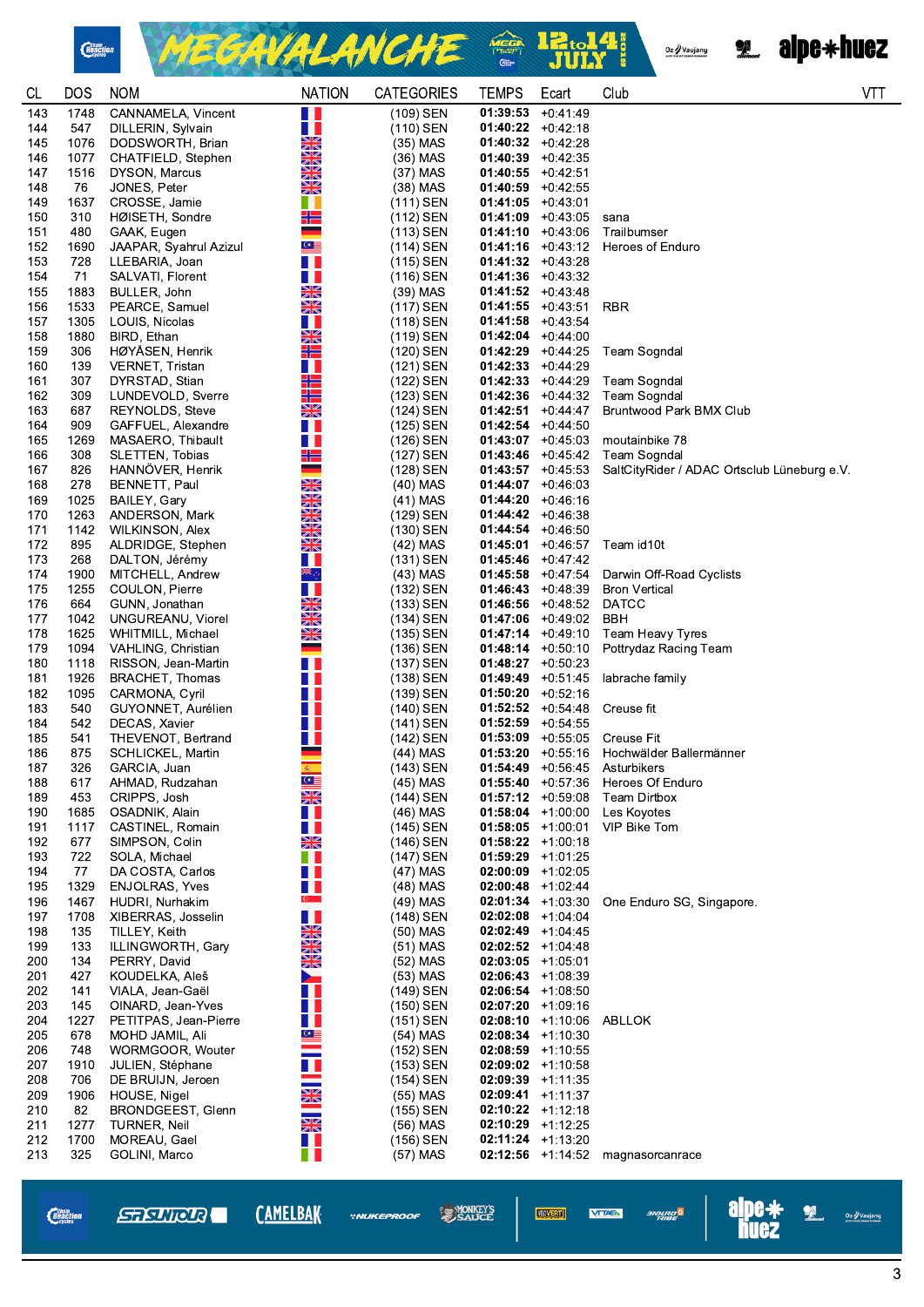| CL | DOS | NOM | NATION | CATEGORIES | TEMPS | Ecart | Club | VTT |
|---|---|---|---|---|---|---|---|---|
| 143 | 1748 | CANNAMELA, Vincent | | (109) SEN | **01:39:53** | +0:41:49 | | |
| 144 | 547 | DILLERIN, Sylvain | | (110) SEN | **01:40:22** | +0:42:18 | | |
| 145 | 1076 | DODSWORTH, Brian | | (35) MAS | **01:40:32** | +0:42:28 | | |
| 146 | 1077 | CHATFIELD, Stephen | | (36) MAS | **01:40:39** | +0:42:35 | | |
| 147 | 1516 | DYSON, Marcus | | (37) MAS | **01:40:55** | +0:42:51 | | |
| 148 | 76 | JONES, Peter | | (38) MAS | **01:40:59** | +0:42:55 | | |
| 149 | 1637 | CROSSE, Jamie | | (111) SEN | **01:41:05** | +0:43:01 | | |
| 150 | 310 | HØISETH, Sondre | | (112) SEN | **01:41:09** | +0:43:05 | sana | |
| 151 | 480 | GAAK, Eugen | | (113) SEN | **01:41:10** | +0:43:06 | Trailburnser | |
| 152 | 1690 | JAAPAR, Syahrul Azizul | | (114) SEN | **01:41:16** | +0:43:12 | Heroes of Enduro | |
| 153 | 728 | LLEBARIA, Joan | | (115) SEN | **01:41:32** | +0:43:28 | | |
| 154 | 71 | SALVATI, Florent | | (116) SEN | **01:41:36** | +0:43:32 | | |
| 155 | 1883 | BULLER, John | | (39) MAS | **01:41:52** | +0:43:48 | | |
| 156 | 1533 | PEARCE, Samuel | | (117) SEN | **01:41:55** | +0:43:51 | RBR | |
| 157 | 1305 | LOUIS, Nicolas | | (118) SEN | **01:41:58** | +0:43:54 | | |
| 158 | 1880 | BIRD, Ethan | | (119) SEN | **01:42:04** | +0:44:00 | | |
| 159 | 306 | HØYÅSEN, Henrik | | (120) SEN | **01:42:29** | +0:44:25 | Team Sogndal | |
| 160 | 139 | VERNET, Tristan | | (121) SEN | **01:42:33** | +0:44:29 | | |
| 161 | 307 | DYRSTAD, Stian | | (122) SEN | **01:42:33** | +0:44:29 | Team Sogndal | |
| 162 | 309 | LUNDEVOLD, Sverre | | (123) SEN | **01:42:36** | +0:44:32 | Team Sogndal | |
| 163 | 687 | REYNOLDS, Steve | | (124) SEN | **01:42:51** | +0:44:47 | Bruntwood Park BMX Club | |
| 164 | 909 | GAFFUEL, Alexandre | | (125) SEN | **01:42:54** | +0:44:50 | | |
| 165 | 1269 | MASAERO, Thibault | | (126) SEN | **01:43:07** | +0:45:03 | moutainbike 78 | |
| 166 | 308 | SLETTEN, Tobias | | (127) SEN | **01:43:46** | +0:45:42 | Team Sogndal | |
| 167 | 826 | HANNÖVER, Henrik | | (128) SEN | **01:43:57** | +0:45:53 | SaltCityRider / ADAC Ortsclub Lüneburg e.V. | |
| 168 | 278 | BENNETT, Paul | | (40) MAS | **01:44:07** | +0:46:03 | | |
| 169 | 1025 | BAILEY, Gary | | (41) MAS | **01:44:20** | +0:46:16 | | |
| 170 | 1263 | ANDERSON, Mark | | (129) SEN | **01:44:42** | +0:46:38 | | |
| 171 | 1142 | WILKINSON, Alex | | (130) SEN | **01:44:54** | +0:46:50 | | |
| 172 | 895 | ALDRIDGE, Stephen | | (42) MAS | **01:45:01** | +0:46:57 | Team id10t | |
| 173 | 268 | DALTON, Jérémy | | (131) SEN | **01:45:46** | +0:47:42 | | |
| 174 | 1900 | MITCHELL, Andrew | | (43) MAS | **01:45:58** | +0:47:54 | Darwin Off-Road Cyclists | |
| 175 | 1255 | COULON, Pierre | | (132) SEN | **01:46:43** | +0:48:39 | Bron Vertical | |
| 176 | 664 | GUNN, Jonathan | | (133) SEN | **01:46:56** | +0:48:52 | DATCC | |
| 177 | 1042 | UNGUREANU, Viorel | | (134) SEN | **01:47:06** | +0:49:02 | BBH | |
| 178 | 1625 | WHITMILL, Michael | | (135) SEN | **01:47:14** | +0:49:10 | Team Heavy Tyres | |
| 179 | 1094 | VAHLING, Christian | | (136) SEN | **01:48:14** | +0:50:10 | Pottrydaz Racing Team | |
| 180 | 1118 | RISSON, Jean-Martin | | (137) SEN | **01:48:27** | +0:50:23 | | |
| 181 | 1926 | BRACHET, Thomas | | (138) SEN | **01:49:49** | +0:51:45 | labrache family | |
| 182 | 1095 | CARMONA, Cyril | | (139) SEN | **01:50:20** | +0:52:16 | | |
| 183 | 540 | GUYONNET, Aurélien | | (140) SEN | **01:52:52** | +0:54:48 | Creuse fit | |
| 184 | 542 | DECAS, Xavier | | (141) SEN | **01:52:59** | +0:54:55 | | |
| 185 | 541 | THEVENOT, Bertrand | | (142) SEN | **01:53:09** | +0:55:05 | Creuse Fit | |
| 186 | 875 | SCHLICKEL, Martin | | (44) MAS | **01:53:20** | +0:55:16 | Hochwälder Ballermänner | |
| 187 | 326 | GARCIA, Juan | | (143) SEN | **01:54:49** | +0:56:45 | Asturbikers | |
| 188 | 617 | AHMAD, Rudzahan | | (45) MAS | **01:55:40** | +0:57:36 | Heroes Of Enduro | |
| 189 | 453 | CRIPPS, Josh | | (144) SEN | **01:57:12** | +0:59:08 | Team Dirtbox | |
| 190 | 1685 | OSADNIK, Alain | | (46) MAS | **01:58:04** | +1:00:00 | Les Koyotes | |
| 191 | 1117 | CASTINEL, Romain | | (145) SEN | **01:58:05** | +1:00:01 | VIP Bike Tom | |
| 192 | 677 | SIMPSON, Colin | | (146) SEN | **01:58:22** | +1:00:18 | | |
| 193 | 722 | SOLA, Michael | | (147) SEN | **01:59:29** | +1:01:25 | | |
| 194 | 77 | DA COSTA, Carlos | | (47) MAS | **02:00:09** | +1:02:05 | | |
| 195 | 1329 | ENJOLRAS, Yves | | (48) MAS | **02:00:48** | +1:02:44 | | |
| 196 | 1467 | HUDRI, Nurhakim | | (49) MAS | **02:01:34** | +1:03:30 | One Enduro SG, Singapore. | |
| 197 | 1708 | XIBERRAS, Josselin | | (148) SEN | **02:02:08** | +1:04:04 | | |
| 198 | 135 | TILLEY, Keith | | (50) MAS | **02:02:49** | +1:04:45 | | |
| 199 | 133 | ILLINGWORTH, Gary | | (51) MAS | **02:02:52** | +1:04:48 | | |
| 200 | 134 | PERRY, David | | (52) MAS | **02:03:05** | +1:05:01 | | |
| 201 | 427 | KOUDELKA, Aleš | | (53) MAS | **02:06:43** | +1:08:39 | | |
| 202 | 141 | VIALA, Jean-Gaël | | (149) SEN | **02:06:54** | +1:08:50 | | |
| 203 | 145 | OINARD, Jean-Yves | | (150) SEN | **02:07:20** | +1:09:16 | | |
| 204 | 1227 | PETITPAS, Jean-Pierre | | (151) SEN | **02:08:10** | +1:10:06 | ABLLOK | |
| 205 | 678 | MOHD JAMIL, Ali | | (54) MAS | **02:08:34** | +1:10:30 | | |
| 206 | 748 | WORMGOOR, Wouter | | (152) SEN | **02:08:59** | +1:10:55 | | |
| 207 | 1910 | JULIEN, Stéphane | | (153) SEN | **02:09:02** | +1:10:58 | | |
| 208 | 706 | DE BRUIJN, Jeroen | | (154) SEN | **02:09:39** | +1:11:35 | | |
| 209 | 1906 | HOUSE, Nigel | | (55) MAS | **02:09:41** | +1:11:37 | | |
| 210 | 82 | BRONDGEEST, Glenn | | (155) SEN | **02:10:22** | +1:12:18 | | |
| 211 | 1277 | TURNER, Neil | | (56) MAS | **02:10:29** | +1:12:25 | | |
| 212 | 1700 | MOREAU, Gael | | (156) SEN | **02:11:24** | +1:13:20 | | |
| 213 | 325 | GOLINI, Marco | | (57) MAS | **02:12:56** | +1:14:52 | magnasorcanrace | |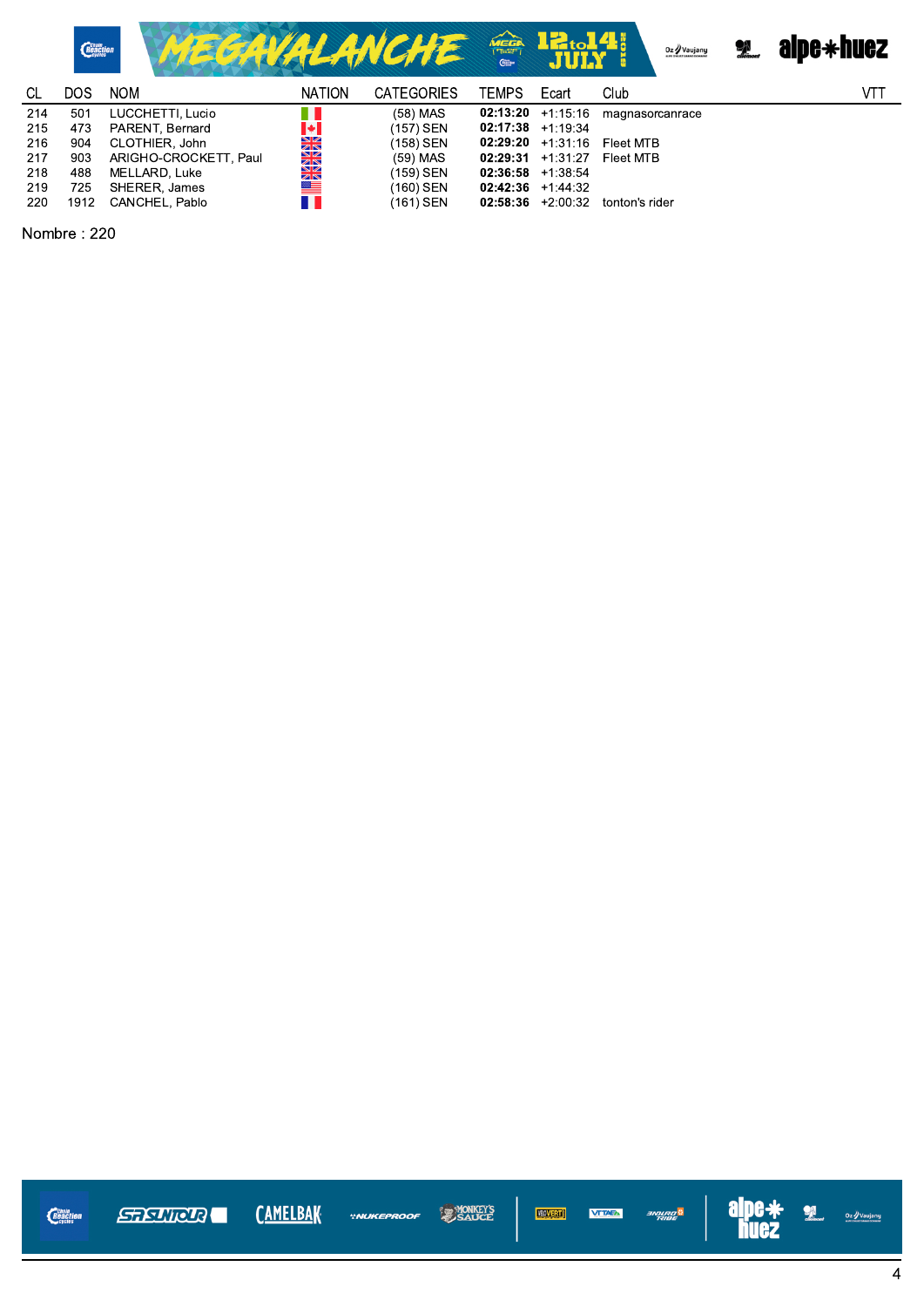| CL | DOS | NOM | NATION | CATEGORIES | TEMPS | Ecart | Club | VTT |
|---|---|---|---|---|---|---|---|---|
| 214 | 501 | LUCCHETTI, Lucio | | (58) MAS | **02:13:20** | +1:15:16 | magnasorcanrace | |
| 215 | 473 | PARENT, Bernard | | (157) SEN | **02:17:38** | +1:19:34 | | |
| 216 | 904 | CLOTHIER, John | | (158) SEN | **02:29:20** | +1:31:16 | Fleet MTB | |
| 217 | 903 | ARIGHO-CROCKETT, Paul | | (59) MAS | **02:29:31** | +1:31:27 | Fleet MTB | |
| 218 | 488 | MELLARD, Luke | | (159) SEN | **02:36:58** | +1:38:54 | | |
| 219 | 725 | SHERER, James | | (160) SEN | **02:42:36** | +1:44:32 | | |
| 220 | 1912 | CANCHEL, Pablo | | (161) SEN | **02:58:36** | +2:00:32 | tonton's rider | |

Nombre : 220